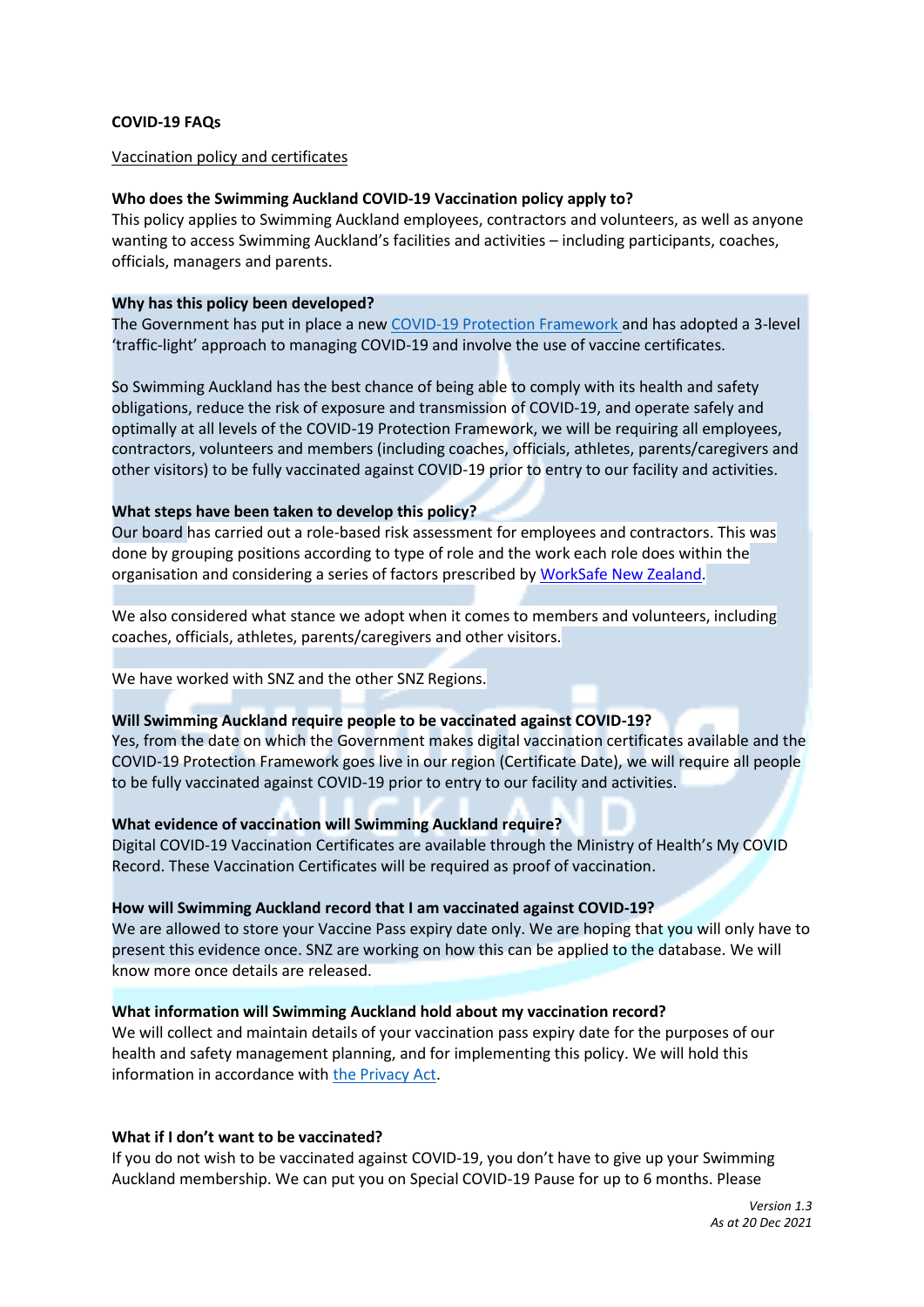**COVID-19 FAQs**

Vaccination policy and certificates

**Who does the Swimming Auckland COVID-19 Vaccination policy apply to?**
This policy applies to Swimming Auckland employees, contractors and volunteers, as well as anyone wanting to access Swimming Auckland's facilities and activities – including participants, coaches, officials, managers and parents.

**Why has this policy been developed?**
The Government has put in place a new [COVID-19 Protection Framework](#) and has adopted a 3-level 'traffic-light' approach to managing COVID-19 and involve the use of vaccine certificates.

So Swimming Auckland has the best chance of being able to comply with its health and safety obligations, reduce the risk of exposure and transmission of COVID-19, and operate safely and optimally at all levels of the COVID-19 Protection Framework, we will be requiring all employees, contractors, volunteers and members (including coaches, officials, athletes, parents/caregivers and other visitors) to be fully vaccinated against COVID-19 prior to entry to our facility and activities.

**What steps have been taken to develop this policy?**
Our board has carried out a role-based risk assessment for employees and contractors. This was done by grouping positions according to type of role and the work each role does within the organisation and considering a series of factors prescribed by [WorkSafe New Zealand](#).

We also considered what stance we adopt when it comes to members and volunteers, including coaches, officials, athletes, parents/caregivers and other visitors.

We have worked with SNZ and the other SNZ Regions.

**Will Swimming Auckland require people to be vaccinated against COVID-19?**
Yes, from the date on which the Government makes digital vaccination certificates available and the COVID-19 Protection Framework goes live in our region (Certificate Date), we will require all people to be fully vaccinated against COVID-19 prior to entry to our facility and activities.

**What evidence of vaccination will Swimming Auckland require?**
Digital COVID-19 Vaccination Certificates are available through the Ministry of Health's My COVID Record. These Vaccination Certificates will be required as proof of vaccination.

**How will Swimming Auckland record that I am vaccinated against COVID-19?**
We are allowed to store your Vaccine Pass expiry date only. We are hoping that you will only have to present this evidence once. SNZ are working on how this can be applied to the database. We will know more once details are released.

**What information will Swimming Auckland hold about my vaccination record?**
We will collect and maintain details of your vaccination pass expiry date for the purposes of our health and safety management planning, and for implementing this policy. We will hold this information in accordance with [the Privacy Act](#).

**What if I don't want to be vaccinated?**
If you do not wish to be vaccinated against COVID-19, you don't have to give up your Swimming Auckland membership. We can put you on Special COVID-19 Pause for up to 6 months. Please

*Version 1.3*
*As at 20 Dec 2021*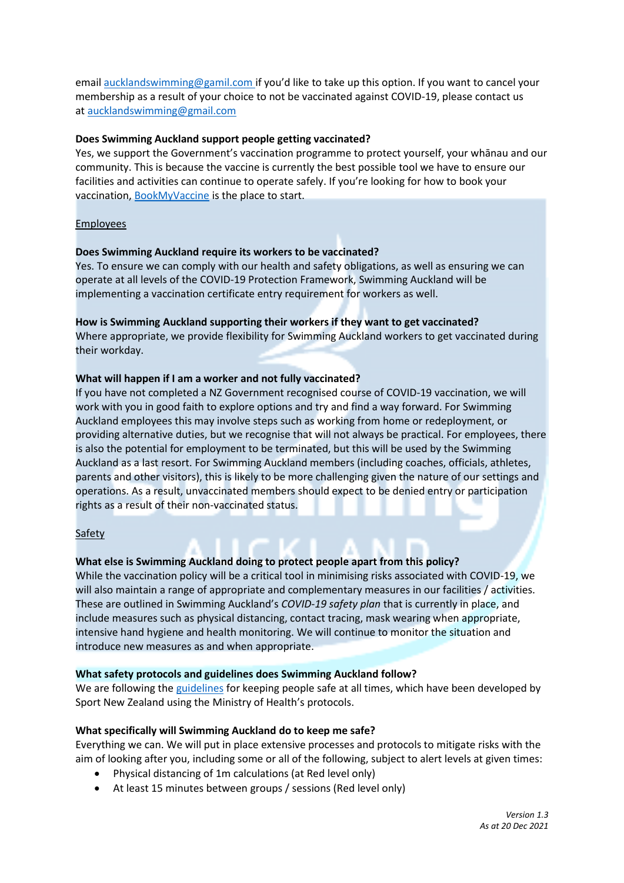email aucklandswimming@gamil.com if you'd like to take up this option. If you want to cancel your membership as a result of your choice to not be vaccinated against COVID-19, please contact us at aucklandswimming@gmail.com

**Does Swimming Auckland support people getting vaccinated?**
Yes, we support the Government's vaccination programme to protect yourself, your whānau and our community. This is because the vaccine is currently the best possible tool we have to ensure our facilities and activities can continue to operate safely. If you're looking for how to book your vaccination, BookMyVaccine is the place to start.

Employees

**Does Swimming Auckland require its workers to be vaccinated?**
Yes. To ensure we can comply with our health and safety obligations, as well as ensuring we can operate at all levels of the COVID-19 Protection Framework, Swimming Auckland will be implementing a vaccination certificate entry requirement for workers as well.

**How is Swimming Auckland supporting their workers if they want to get vaccinated?**
Where appropriate, we provide flexibility for Swimming Auckland workers to get vaccinated during their workday.

**What will happen if I am a worker and not fully vaccinated?**
If you have not completed a NZ Government recognised course of COVID-19 vaccination, we will work with you in good faith to explore options and try and find a way forward. For Swimming Auckland employees this may involve steps such as working from home or redeployment, or providing alternative duties, but we recognise that will not always be practical. For employees, there is also the potential for employment to be terminated, but this will be used by the Swimming Auckland as a last resort. For Swimming Auckland members (including coaches, officials, athletes, parents and other visitors), this is likely to be more challenging given the nature of our settings and operations. As a result, unvaccinated members should expect to be denied entry or participation rights as a result of their non-vaccinated status.

Safety

**What else is Swimming Auckland doing to protect people apart from this policy?**
While the vaccination policy will be a critical tool in minimising risks associated with COVID-19, we will also maintain a range of appropriate and complementary measures in our facilities / activities. These are outlined in Swimming Auckland's *COVID-19 safety plan* that is currently in place, and include measures such as physical distancing, contact tracing, mask wearing when appropriate, intensive hand hygiene and health monitoring. We will continue to monitor the situation and introduce new measures as and when appropriate.

**What safety protocols and guidelines does Swimming Auckland follow?**
We are following the guidelines for keeping people safe at all times, which have been developed by Sport New Zealand using the Ministry of Health's protocols.

**What specifically will Swimming Auckland do to keep me safe?**
Everything we can. We will put in place extensive processes and protocols to mitigate risks with the aim of looking after you, including some or all of the following, subject to alert levels at given times:

- Physical distancing of 1m calculations (at Red level only)
- At least 15 minutes between groups / sessions (Red level only)

*Version 1.3*
*As at 20 Dec 2021*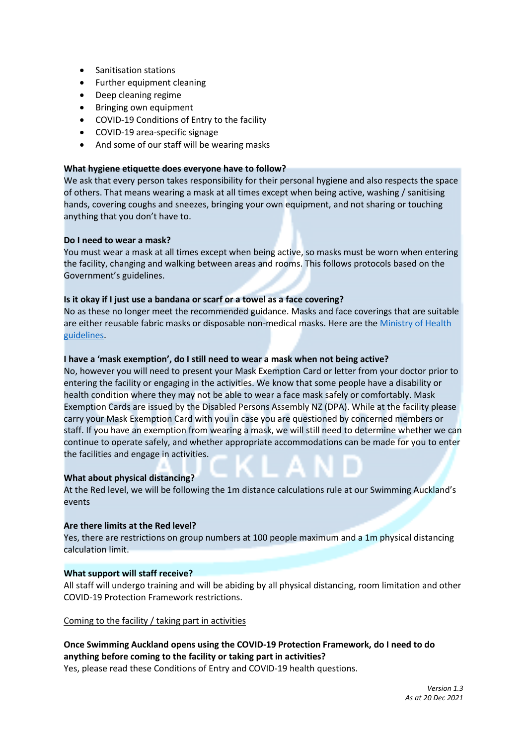- Sanitisation stations
- Further equipment cleaning
- Deep cleaning regime
- Bringing own equipment
- COVID-19 Conditions of Entry to the facility
- COVID-19 area-specific signage
- And some of our staff will be wearing masks

**What hygiene etiquette does everyone have to follow?**
We ask that every person takes responsibility for their personal hygiene and also respects the space of others. That means wearing a mask at all times except when being active, washing / sanitising hands, covering coughs and sneezes, bringing your own equipment, and not sharing or touching anything that you don't have to.

**Do I need to wear a mask?**
You must wear a mask at all times except when being active, so masks must be worn when entering the facility, changing and walking between areas and rooms. This follows protocols based on the Government's guidelines.

**Is it okay if I just use a bandana or scarf or a towel as a face covering?**
No as these no longer meet the recommended guidance. Masks and face coverings that are suitable are either reusable fabric masks or disposable non-medical masks. Here are the [Ministry of Health guidelines](#).

**I have a 'mask exemption', do I still need to wear a mask when not being active?**
No, however you will need to present your Mask Exemption Card or letter from your doctor prior to entering the facility or engaging in the activities. We know that some people have a disability or health condition where they may not be able to wear a face mask safely or comfortably. Mask Exemption Cards are issued by the Disabled Persons Assembly NZ (DPA). While at the facility please carry your Mask Exemption Card with you in case you are questioned by concerned members or staff. If you have an exemption from wearing a mask, we will still need to determine whether we can continue to operate safely, and whether appropriate accommodations can be made for you to enter the facilities and engage in activities.

**What about physical distancing?**
At the Red level, we will be following the 1m distance calculations rule at our Swimming Auckland's events

**Are there limits at the Red level?**
Yes, there are restrictions on group numbers at 100 people maximum and a 1m physical distancing calculation limit.

**What support will staff receive?**
All staff will undergo training and will be abiding by all physical distancing, room limitation and other COVID-19 Protection Framework restrictions.

<u>Coming to the facility / taking part in activities</u>

**Once Swimming Auckland opens using the COVID-19 Protection Framework, do I need to do anything before coming to the facility or taking part in activities?**
Yes, please read these Conditions of Entry and COVID-19 health questions.

*Version 1.3*
*As at 20 Dec 2021*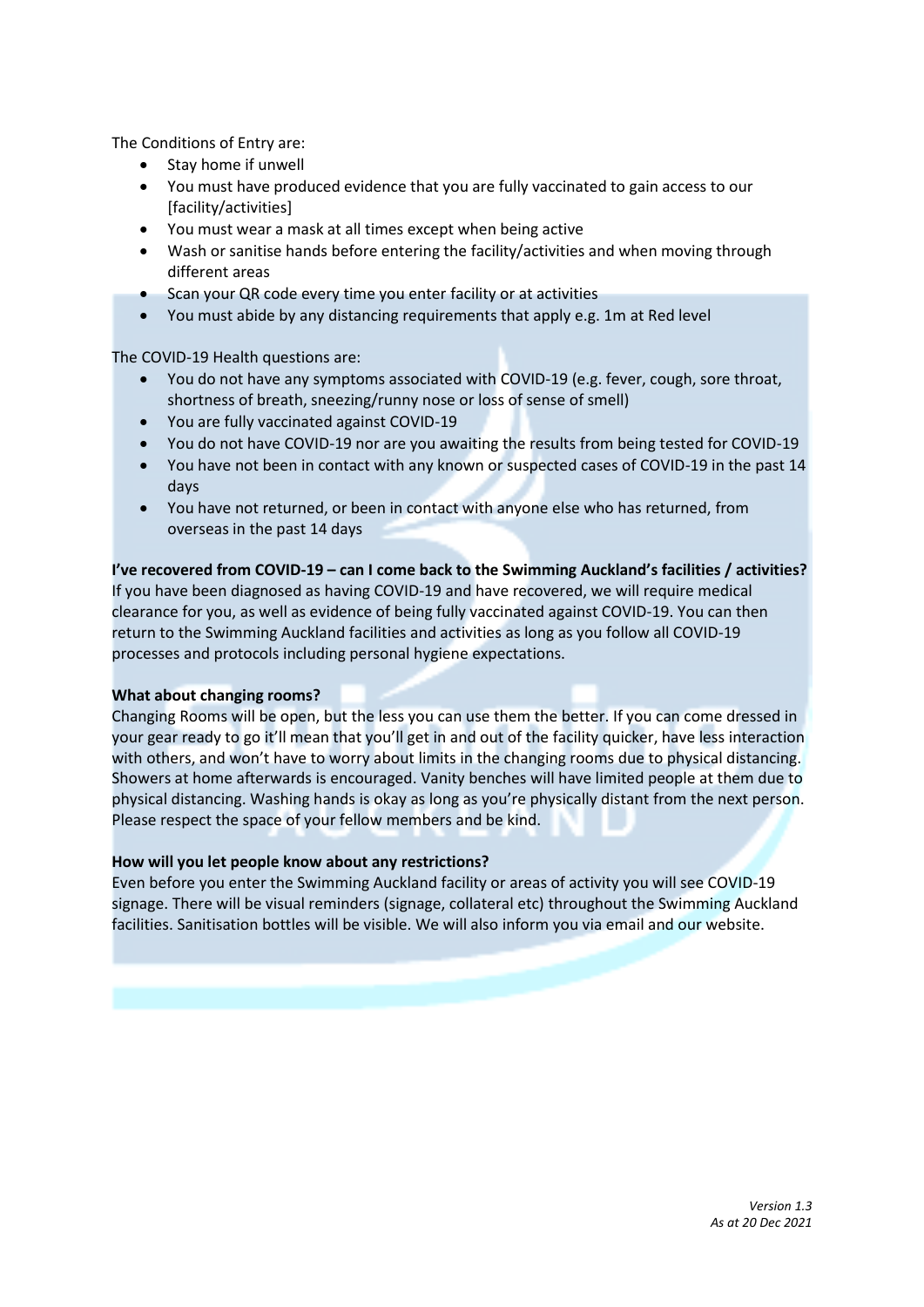The Conditions of Entry are:

- Stay home if unwell
- You must have produced evidence that you are fully vaccinated to gain access to our [facility/activities]
- You must wear a mask at all times except when being active
- Wash or sanitise hands before entering the facility/activities and when moving through different areas
- Scan your QR code every time you enter facility or at activities
- You must abide by any distancing requirements that apply e.g. 1m at Red level

The COVID-19 Health questions are:

- You do not have any symptoms associated with COVID-19 (e.g. fever, cough, sore throat, shortness of breath, sneezing/runny nose or loss of sense of smell)
- You are fully vaccinated against COVID-19
- You do not have COVID-19 nor are you awaiting the results from being tested for COVID-19
- You have not been in contact with any known or suspected cases of COVID-19 in the past 14 days
- You have not returned, or been in contact with anyone else who has returned, from overseas in the past 14 days

**I've recovered from COVID-19 – can I come back to the Swimming Auckland's facilities / activities?**
If you have been diagnosed as having COVID-19 and have recovered, we will require medical clearance for you, as well as evidence of being fully vaccinated against COVID-19. You can then return to the Swimming Auckland facilities and activities as long as you follow all COVID-19 processes and protocols including personal hygiene expectations.

**What about changing rooms?**
Changing Rooms will be open, but the less you can use them the better. If you can come dressed in your gear ready to go it'll mean that you'll get in and out of the facility quicker, have less interaction with others, and won't have to worry about limits in the changing rooms due to physical distancing. Showers at home afterwards is encouraged. Vanity benches will have limited people at them due to physical distancing. Washing hands is okay as long as you're physically distant from the next person. Please respect the space of your fellow members and be kind.

**How will you let people know about any restrictions?**
Even before you enter the Swimming Auckland facility or areas of activity you will see COVID-19 signage. There will be visual reminders (signage, collateral etc) throughout the Swimming Auckland facilities. Sanitisation bottles will be visible. We will also inform you via email and our website.

*Version 1.3*
*As at 20 Dec 2021*